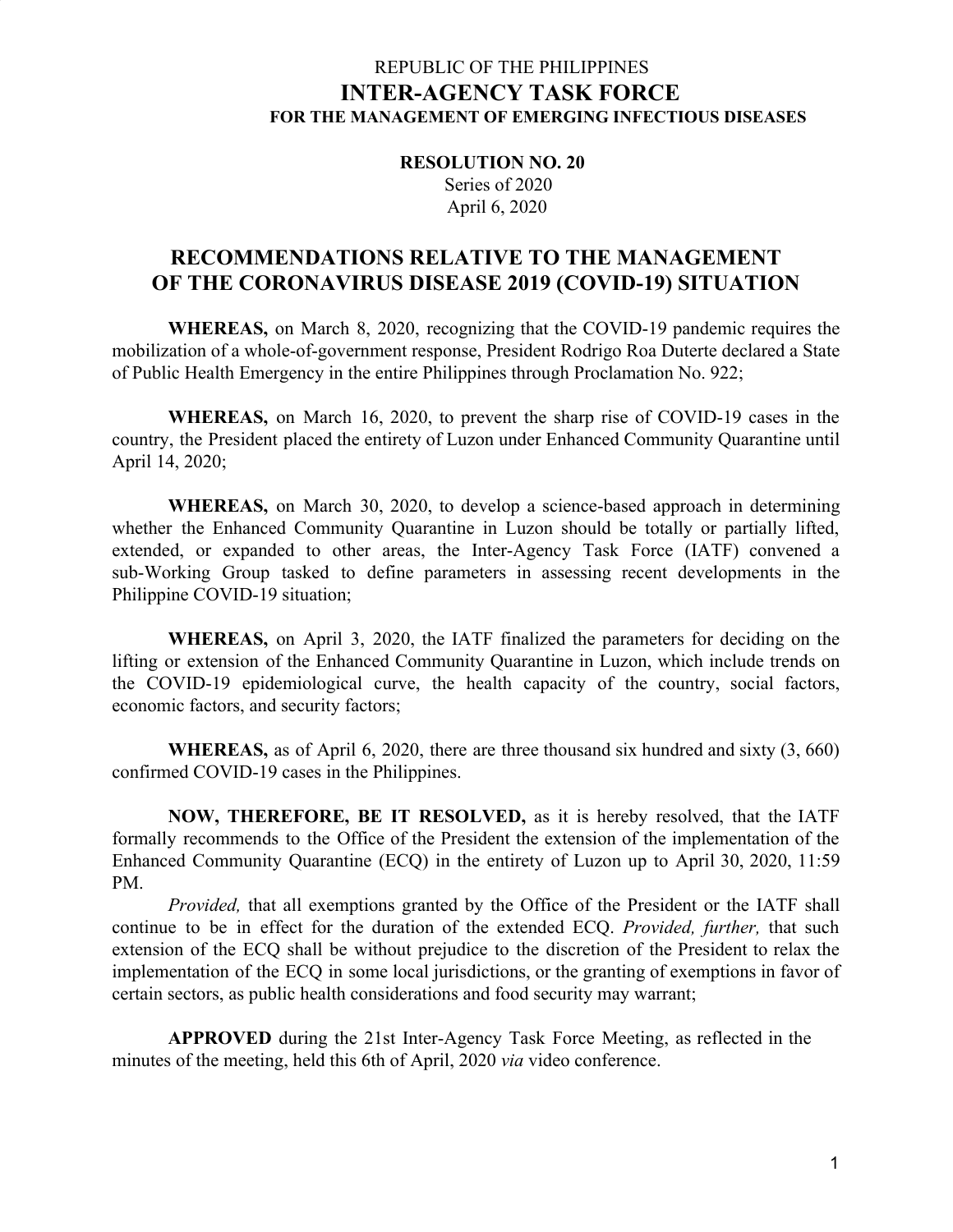REPUBLIC OF THE PHILIPPINES

# INTER-AGENCY TASK FORCE

## FOR THE MANAGEMENT OF EMERGING INFECTIOUS DISEASES

**RESOLUTION NO. 20**
Series of 2020
April 6, 2020

## RECOMMENDATIONS RELATIVE TO THE MANAGEMENT OF THE CORONAVIRUS DISEASE 2019 (COVID-19) SITUATION

**WHEREAS,** on March 8, 2020, recognizing that the COVID-19 pandemic requires the mobilization of a whole-of-government response, President Rodrigo Roa Duterte declared a State of Public Health Emergency in the entire Philippines through Proclamation No. 922;

**WHEREAS,** on March 16, 2020, to prevent the sharp rise of COVID-19 cases in the country, the President placed the entirety of Luzon under Enhanced Community Quarantine until April 14, 2020;

**WHEREAS,** on March 30, 2020, to develop a science-based approach in determining whether the Enhanced Community Quarantine in Luzon should be totally or partially lifted, extended, or expanded to other areas, the Inter-Agency Task Force (IATF) convened a sub-Working Group tasked to define parameters in assessing recent developments in the Philippine COVID-19 situation;

**WHEREAS,** on April 3, 2020, the IATF finalized the parameters for deciding on the lifting or extension of the Enhanced Community Quarantine in Luzon, which include trends on the COVID-19 epidemiological curve, the health capacity of the country, social factors, economic factors, and security factors;

**WHEREAS,** as of April 6, 2020, there are three thousand six hundred and sixty (3, 660) confirmed COVID-19 cases in the Philippines.

**NOW, THEREFORE, BE IT RESOLVED,** as it is hereby resolved, that the IATF formally recommends to the Office of the President the extension of the implementation of the Enhanced Community Quarantine (ECQ) in the entirety of Luzon up to April 30, 2020, 11:59 PM.

*Provided,* that all exemptions granted by the Office of the President or the IATF shall continue to be in effect for the duration of the extended ECQ. *Provided, further,* that such extension of the ECQ shall be without prejudice to the discretion of the President to relax the implementation of the ECQ in some local jurisdictions, or the granting of exemptions in favor of certain sectors, as public health considerations and food security may warrant;

**APPROVED** during the 21st Inter-Agency Task Force Meeting, as reflected in the minutes of the meeting, held this 6th of April, 2020 *via* video conference.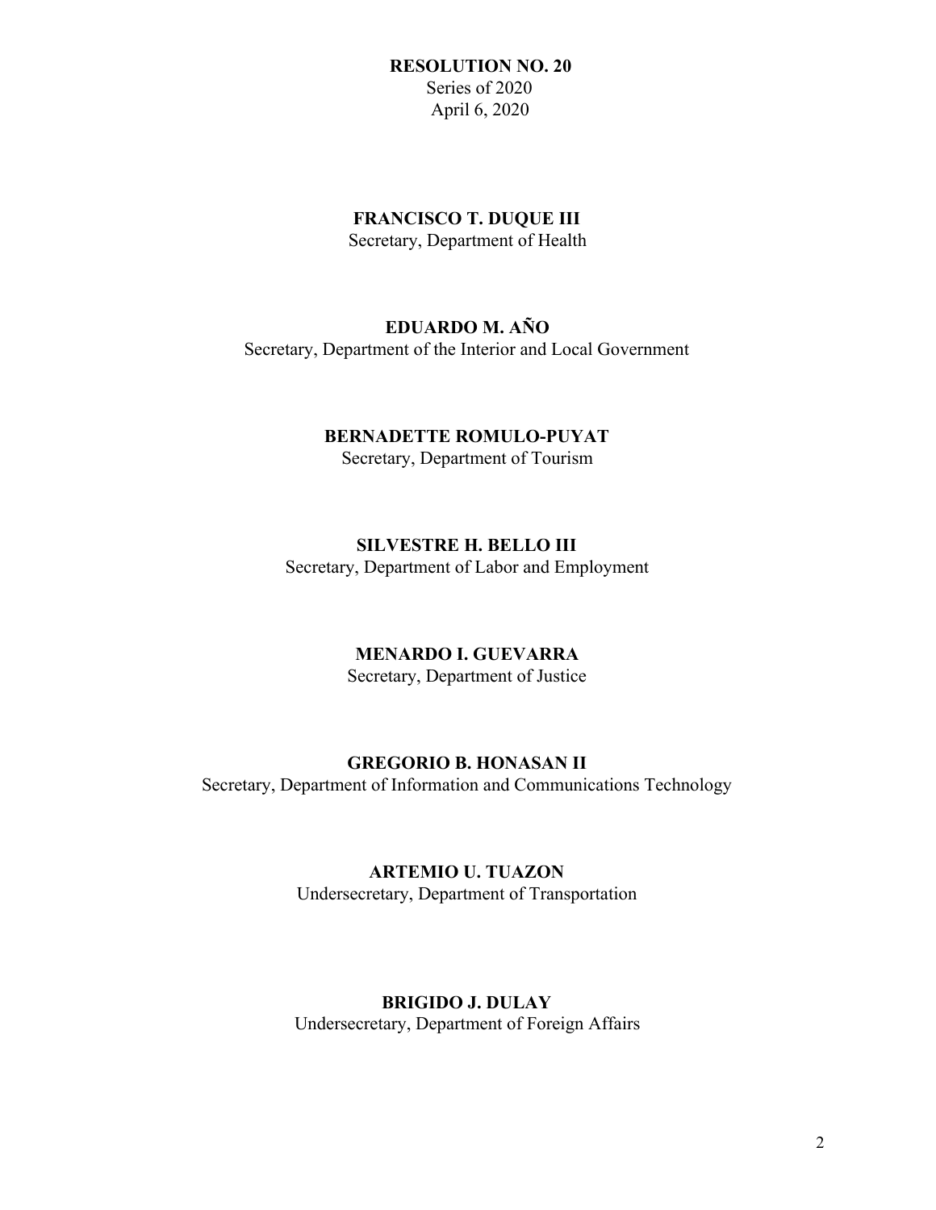**RESOLUTION NO. 20**
Series of 2020
April 6, 2020

**FRANCISCO T. DUQUE III**
Secretary, Department of Health

**EDUARDO M. AÑO**
Secretary, Department of the Interior and Local Government

**BERNADETTE ROMULO-PUYAT**
Secretary, Department of Tourism

**SILVESTRE H. BELLO III**
Secretary, Department of Labor and Employment

**MENARDO I. GUEVARRA**
Secretary, Department of Justice

**GREGORIO B. HONASAN II**
Secretary, Department of Information and Communications Technology

**ARTEMIO U. TUAZON**
Undersecretary, Department of Transportation

**BRIGIDO J. DULAY**
Undersecretary, Department of Foreign Affairs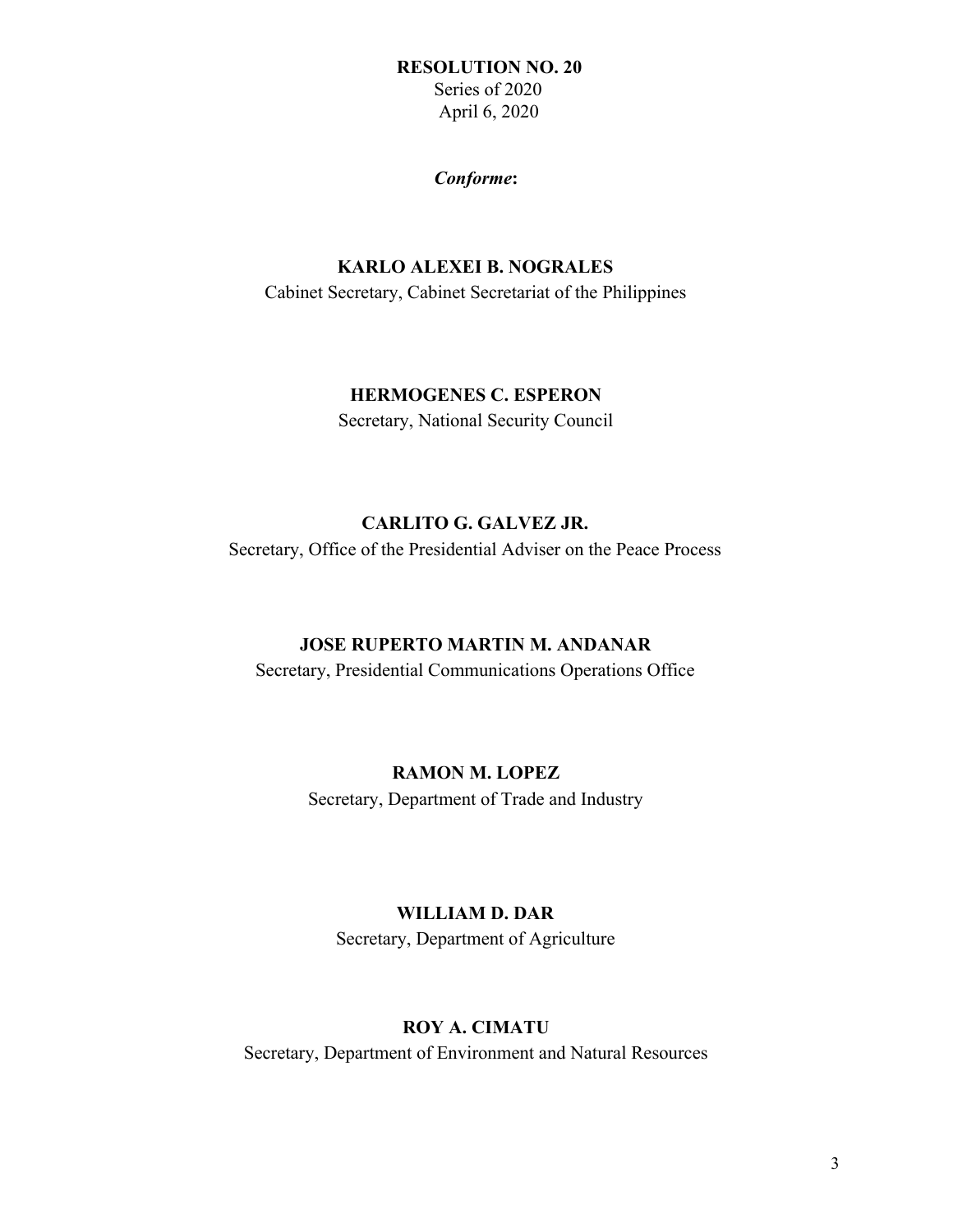**RESOLUTION NO. 20**
Series of 2020
April 6, 2020

***Conforme*:**

**KARLO ALEXEI B. NOGRALES**
Cabinet Secretary, Cabinet Secretariat of the Philippines

**HERMOGENES C. ESPERON**
Secretary, National Security Council

**CARLITO G. GALVEZ JR.**
Secretary, Office of the Presidential Adviser on the Peace Process

**JOSE RUPERTO MARTIN M. ANDANAR**
Secretary, Presidential Communications Operations Office

**RAMON M. LOPEZ**
Secretary, Department of Trade and Industry

**WILLIAM D. DAR**
Secretary, Department of Agriculture

**ROY A. CIMATU**
Secretary, Department of Environment and Natural Resources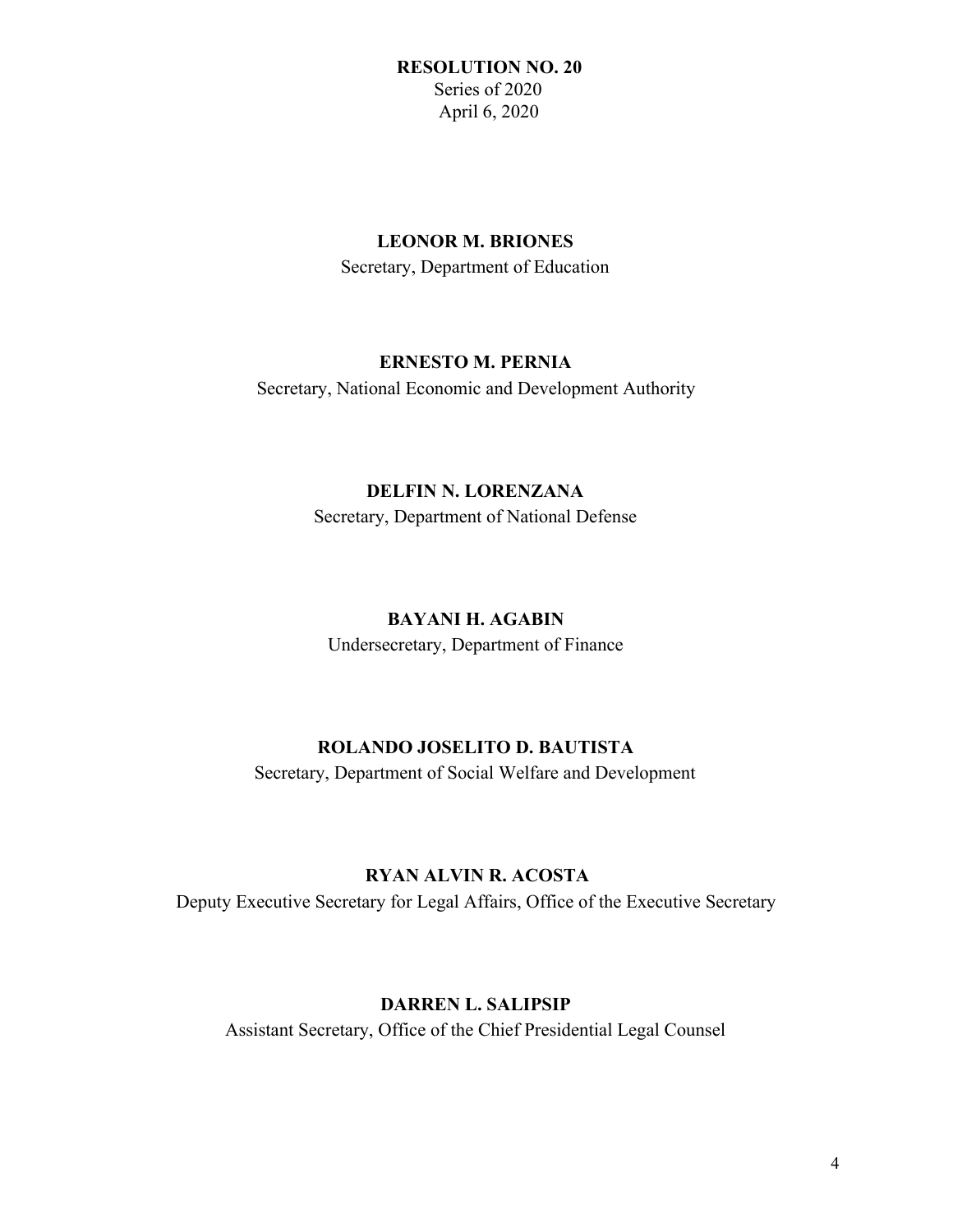**RESOLUTION NO. 20**
Series of 2020
April 6, 2020

**LEONOR M. BRIONES**
Secretary, Department of Education

**ERNESTO M. PERNIA**
Secretary, National Economic and Development Authority

**DELFIN N. LORENZANA**
Secretary, Department of National Defense

**BAYANI H. AGABIN**
Undersecretary, Department of Finance

**ROLANDO JOSELITO D. BAUTISTA**
Secretary, Department of Social Welfare and Development

**RYAN ALVIN R. ACOSTA**
Deputy Executive Secretary for Legal Affairs, Office of the Executive Secretary

**DARREN L. SALIPSIP**
Assistant Secretary, Office of the Chief Presidential Legal Counsel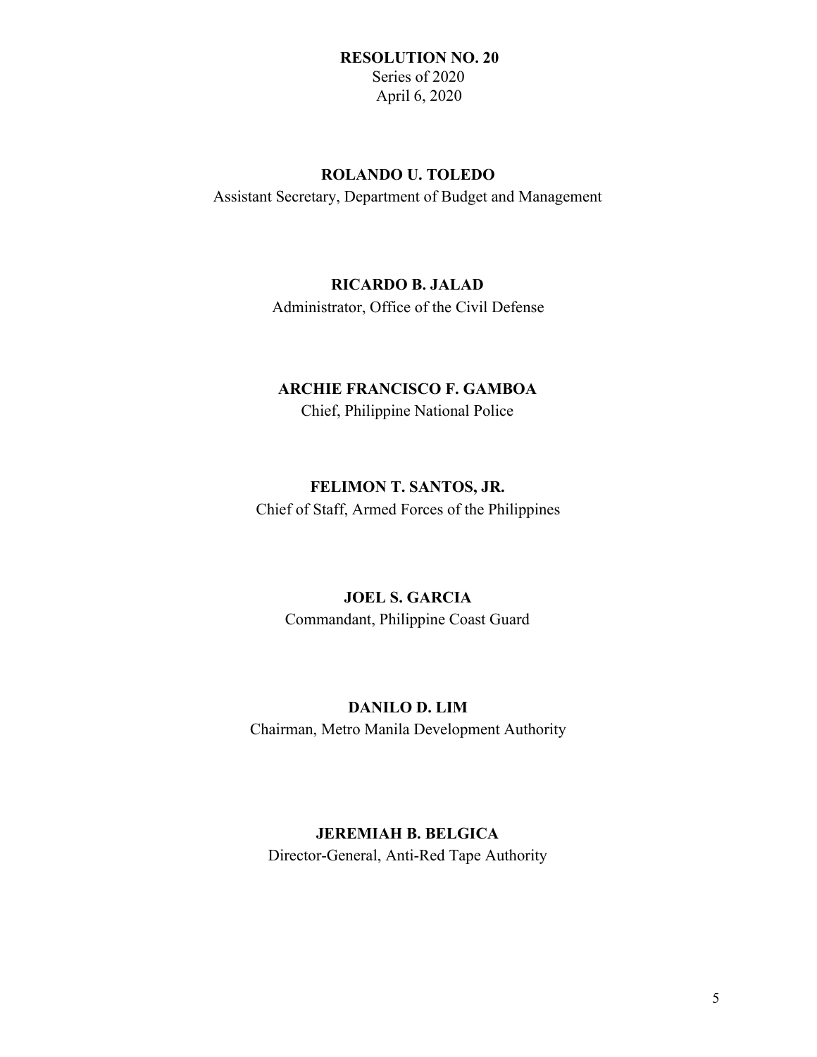**RESOLUTION NO. 20**
Series of 2020
April 6, 2020

**ROLANDO U. TOLEDO**
Assistant Secretary, Department of Budget and Management

**RICARDO B. JALAD**
Administrator, Office of the Civil Defense

**ARCHIE FRANCISCO F. GAMBOA**
Chief, Philippine National Police

**FELIMON T. SANTOS, JR.**
Chief of Staff, Armed Forces of the Philippines

**JOEL S. GARCIA**
Commandant, Philippine Coast Guard

**DANILO D. LIM**
Chairman, Metro Manila Development Authority

**JEREMIAH B. BELGICA**
Director-General, Anti-Red Tape Authority